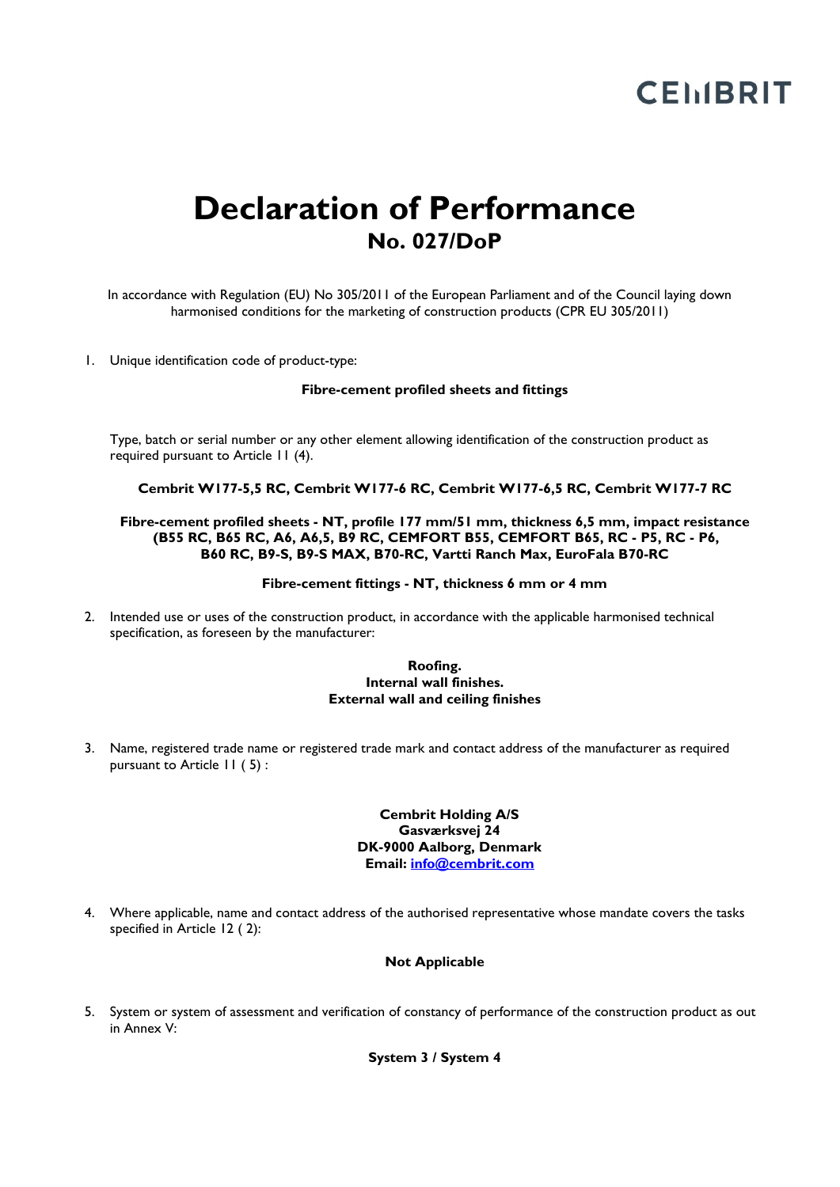CEMBRIT

# Declaration of Performance
## No. 027/DoP

In accordance with Regulation (EU) No 305/2011 of the European Parliament and of the Council laying down harmonised conditions for the marketing of construction products (CPR EU 305/2011)

1. Unique identification code of product-type:

   **Fibre-cement profiled sheets and fittings**

   Type, batch or serial number or any other element allowing identification of the construction product as required pursuant to Article 11 (4).

   **Cembrit W177-5,5 RC, Cembrit W177-6 RC, Cembrit W177-6,5 RC, Cembrit W177-7 RC**

   **Fibre-cement profiled sheets - NT, profile 177 mm/51 mm, thickness 6,5 mm, impact resistance (B55 RC, B65 RC, A6, A6,5, B9 RC, CEMFORT B55, CEMFORT B65, RC - P5, RC - P6, B60 RC, B9-S, B9-S MAX, B70-RC, Vartti Ranch Max, EuroFala B70-RC**

   **Fibre-cement fittings - NT, thickness 6 mm or 4 mm**

2. Intended use or uses of the construction product, in accordance with the applicable harmonised technical specification, as foreseen by the manufacturer:

   **Roofing.**
   **Internal wall finishes.**
   **External wall and ceiling finishes**

3. Name, registered trade name or registered trade mark and contact address of the manufacturer as required pursuant to Article 11 ( 5) :

   **Cembrit Holding A/S**
   **Gasværksvej 24**
   **DK-9000 Aalborg, Denmark**
   **Email: info@cembrit.com**

4. Where applicable, name and contact address of the authorised representative whose mandate covers the tasks specified in Article 12 ( 2):

   **Not Applicable**

5. System or system of assessment and verification of constancy of performance of the construction product as out in Annex V:

   **System 3 / System 4**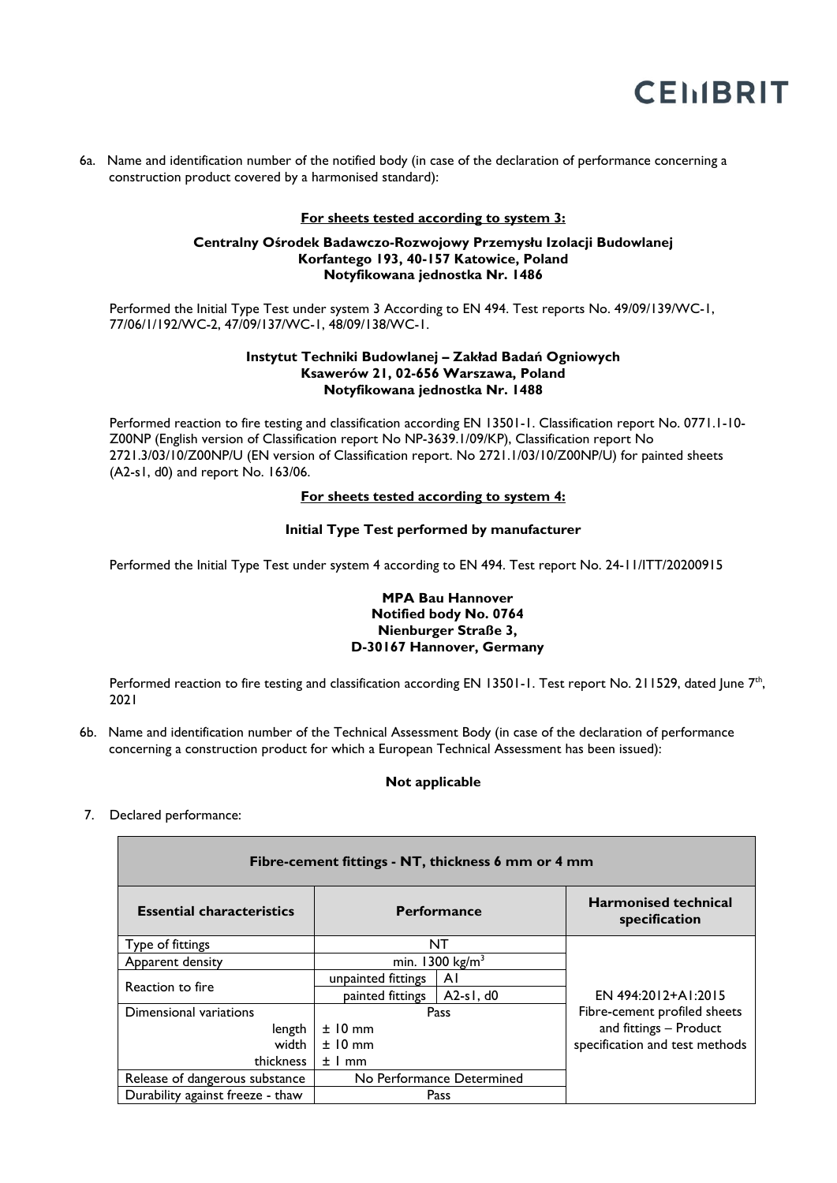6a. Name and identification number of the notified body (in case of the declaration of performance concerning a construction product covered by a harmonised standard):

**For sheets tested according to system 3:**

**Centralny Ośrodek Badawczo-Rozwojowy Przemysłu Izolacji Budowlanej**
**Korfantego 193, 40-157 Katowice, Poland**
**Notyfikowana jednostka Nr. 1486**

Performed the Initial Type Test under system 3 According to EN 494. Test reports No. 49/09/139/WC-1, 77/06/1/192/WC-2, 47/09/137/WC-1, 48/09/138/WC-1.

**Instytut Techniki Budowlanej – Zakład Badań Ogniowych**
**Ksawerów 21, 02-656 Warszawa, Poland**
**Notyfikowana jednostka Nr. 1488**

Performed reaction to fire testing and classification according EN 13501-1. Classification report No. 0771.1-10-Z00NP (English version of Classification report No NP-3639.1/09/KP), Classification report No 2721.3/03/10/Z00NP/U (EN version of Classification report. No 2721.1/03/10/Z00NP/U) for painted sheets (A2-s1, d0) and report No. 163/06.

**For sheets tested according to system 4:**

**Initial Type Test performed by manufacturer**

Performed the Initial Type Test under system 4 according to EN 494. Test report No. 24-11/ITT/20200915

**MPA Bau Hannover**
**Notified body No. 0764**
**Nienburger Straße 3,**
**D-30167 Hannover, Germany**

Performed reaction to fire testing and classification according EN 13501-1. Test report No. 211529, dated June 7th, 2021

6b. Name and identification number of the Technical Assessment Body (in case of the declaration of performance concerning a construction product for which a European Technical Assessment has been issued):

**Not applicable**

7. Declared performance:

| Fibre-cement fittings - NT, thickness 6 mm or 4 mm | | | |
|---|---|---|---|
| **Essential characteristics** | **Performance** | | **Harmonised technical specification** |
| Type of fittings | NT | | EN 494:2012+A1:2015 Fibre-cement profiled sheets and fittings – Product specification and test methods |
| Apparent density | min. 1300 kg/m$^3$ | | |
| Reaction to fire | unpainted fittings | A1 | |
| | painted fittings | A2-s1, d0 | |
| Dimensional variations | Pass | | |
| length | ± 10 mm | | |
| width | ± 10 mm | | |
| thickness | ± 1 mm | | |
| Release of dangerous substance | No Performance Determined | | |
| Durability against freeze - thaw | Pass | | |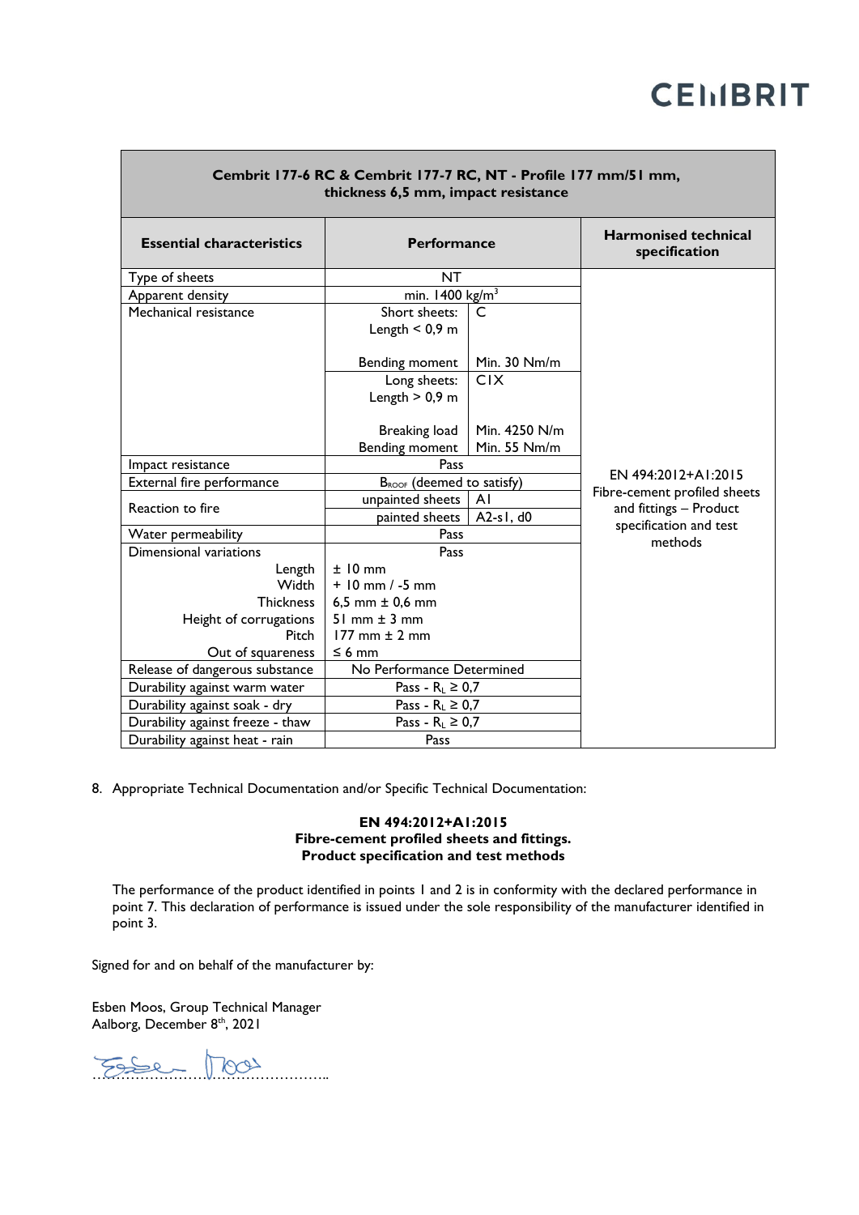CEMBRIT

| Cembrit 177-6 RC & Cembrit 177-7 RC, NT - Profile 177 mm/51 mm, thickness 6,5 mm, impact resistance | | | |
|---|---|---|---|
| **Essential characteristics** | **Performance** | | **Harmonised technical specification** |
| Type of sheets | NT | | EN 494:2012+A1:2015 Fibre-cement profiled sheets and fittings – Product specification and test methods |
| Apparent density | min. 1400 kg/m³ | | |
| Mechanical resistance | Short sheets: Length < 0,9 m | C | |
| | Bending moment | Min. 30 Nm/m | |
| | Long sheets: Length > 0,9 m | C1X | |
| | Breaking load | Min. 4250 N/m | |
| | Bending moment | Min. 55 Nm/m | |
| Impact resistance | Pass | | |
| External fire performance | $B_{ROOF}$ (deemed to satisfy) | | |
| Reaction to fire | unpainted sheets | A1 | |
| | painted sheets | A2-s1, d0 | |
| Water permeability | Pass | | |
| Dimensional variations | Pass | | |
| Length | ± 10 mm | | |
| Width | + 10 mm / -5 mm | | |
| Thickness | 6,5 mm ± 0,6 mm | | |
| Height of corrugations | 51 mm ± 3 mm | | |
| Pitch | 177 mm ± 2 mm | | |
| Out of squareness | ≤ 6 mm | | |
| Release of dangerous substance | No Performance Determined | | |
| Durability against warm water | Pass - $R_L \geq 0,7$ | | |
| Durability against soak - dry | Pass - $R_L \geq 0,7$ | | |
| Durability against freeze - thaw | Pass - $R_L \geq 0,7$ | | |
| Durability against heat - rain | Pass | | |

8. Appropriate Technical Documentation and/or Specific Technical Documentation:

**EN 494:2012+A1:2015**
**Fibre-cement profiled sheets and fittings.**
**Product specification and test methods**

The performance of the product identified in points 1 and 2 is in conformity with the declared performance in point 7. This declaration of performance is issued under the sole responsibility of the manufacturer identified in point 3.

Signed for and on behalf of the manufacturer by:

Esben Moos, Group Technical Manager
Aalborg, December 8th, 2021

…………………………………………….